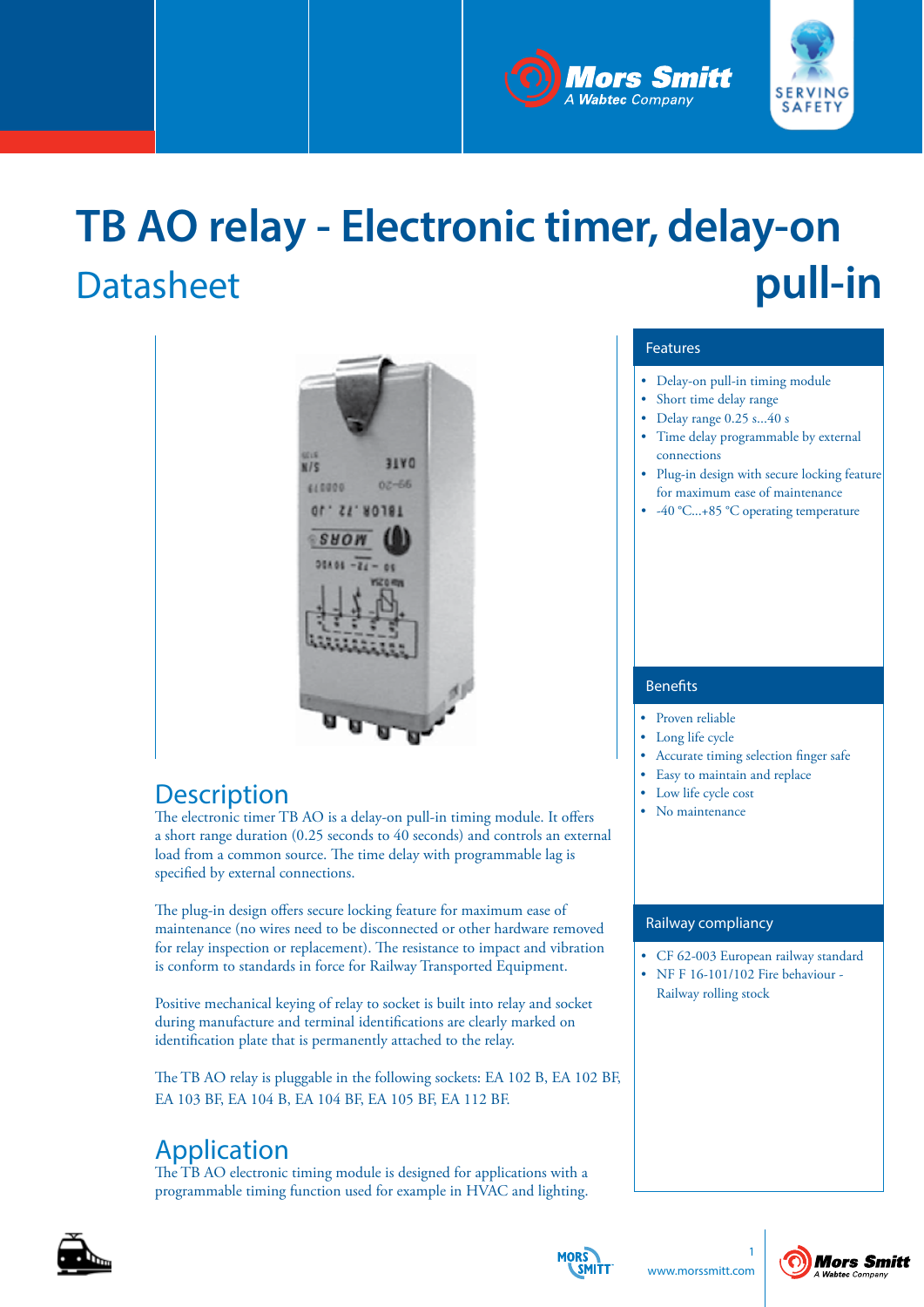# TB AO relay - Electronic timer, delay-on pull-in

## Datasheet

## Description

The electronic timer TB AO is a delay-on pull-in timing module. It offers a short range duration (0.25 seconds to 40 seconds) and controls an external load from a common source. The time delay with programmable lag is specified by external connections.

The plug-in design offers secure locking feature for maximum ease of maintenance (no wires need to be disconnected or other hardware removed for relay inspection or replacement). The resistance to impact and vibration is conform to standards in force for Railway Transported Equipment.

Positive mechanical keying of relay to socket is built into relay and socket during manufacture and terminal identifications are clearly marked on identification plate that is permanently attached to the relay.

The TB AO relay is pluggable in the following sockets: EA 102 B, EA 102 BF, EA 103 BF, EA 104 B, EA 104 BF, EA 105 BF, EA 112 BF.

## Application

The TB AO electronic timing module is designed for applications with a programmable timing function used for example in HVAC and lighting.

### Features

- Delay-on pull-in timing module
- Short time delay range
- Delay range 0.25 s...40 s
- Time delay programmable by external connections
- Plug-in design with secure locking feature for maximum ease of maintenance
- -40 °C...+85 °C operating temperature

### Benefits

- Proven reliable
- Long life cycle
- Accurate timing selection finger safe
- Easy to maintain and replace
- Low life cycle cost
- No maintenance

### Railway compliancy

- CF 62-003 European railway standard
- NF F 16-101/102 Fire behaviour - Railway rolling stock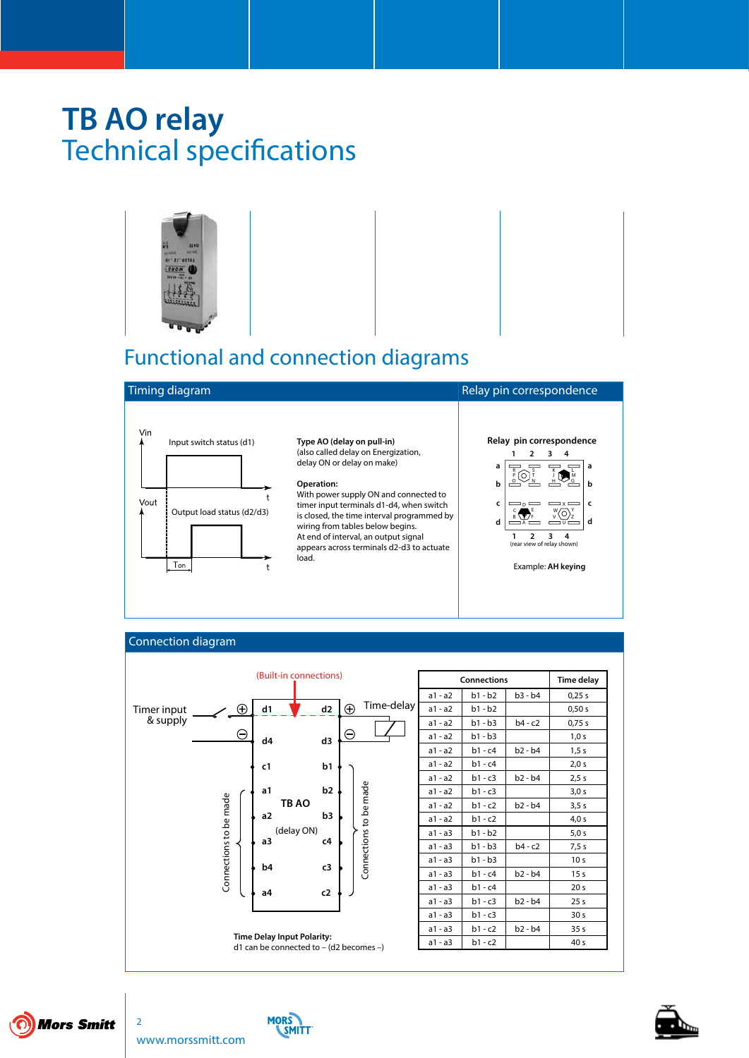# TB AO relay

## Technical specifications

## Functional and connection diagrams

### Timing diagram

Vin

Input switch status (d1)

t

Vout

Output load status (d2/d3)

Ton

t

**Type AO (delay on pull-in)**
(also called delay on Energization, delay ON or delay on make)

**Operation:**
With power supply ON and connected to timer input terminals d1-d4, when switch is closed, the time interval programmed by wiring from tables below begins.
At end of interval, an output signal appears across terminals d2-d3 to actuate load.

### Relay pin correspondence

**Relay pin correspondence**

(rear view of relay shown)

Example: **AH keying**

### Connection diagram

(Built-in connections)

Timer input & supply

Time-delay

TB AO

(delay ON)

Connections to be made

**Time Delay Input Polarity:**
d1 can be connected to – (d2 becomes –)

| Connections | | | Time delay |
|---|---|---|---|
| a1 - a2 | b1 - b2 | b3 - b4 | 0,25 s |
| a1 - a2 | b1 - b2 | | 0,50 s |
| a1 - a2 | b1 - b3 | b4 - c2 | 0,75 s |
| a1 - a2 | b1 - b3 | | 1,0 s |
| a1 - a2 | b1 - c4 | b2 - b4 | 1,5 s |
| a1 - a2 | b1 - c4 | | 2,0 s |
| a1 - a2 | b1 - c3 | b2 - b4 | 2,5 s |
| a1 - a2 | b1 - c3 | | 3,0 s |
| a1 - a2 | b1 - c2 | b2 - b4 | 3,5 s |
| a1 - a2 | b1 - c2 | | 4,0 s |
| a1 - a3 | b1 - b2 | | 5,0 s |
| a1 - a3 | b1 - b3 | b4 - c2 | 7,5 s |
| a1 - a3 | b1 - b3 | | 10 s |
| a1 - a3 | b1 - c4 | b2 - b4 | 15 s |
| a1 - a3 | b1 - c4 | | 20 s |
| a1 - a3 | b1 - c3 | b2 - b4 | 25 s |
| a1 - a3 | b1 - c3 | | 30 s |
| a1 - a3 | b1 - c2 | b2 - b4 | 35 s |
| a1 - a3 | b1 - c2 | | 40 s |

www.morssmitt.com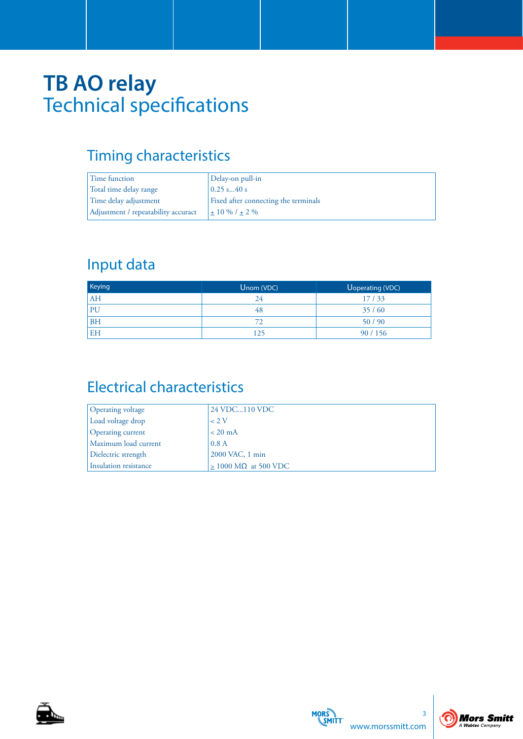# TB AO relay
## Technical specifications

### Timing characteristics

| Time function | Delay-on pull-in |
|---|---|
| Total time delay range | 0.25 s...40 s |
| Time delay adjustment | Fixed after connecting the terminals |
| Adjustment / repeatability accuract | ± 10 % / ± 2 % |

### Input data

| Keying | Unom (VDC) | Uoperating (VDC) |
|---|---|---|
| AH | 24 | 17 / 33 |
| PU | 48 | 35 / 60 |
| BH | 72 | 50 / 90 |
| EH | 125 | 90 / 156 |

### Electrical characteristics

| Operating voltage | 24 VDC...110 VDC |
|---|---|
| Load voltage drop | < 2 V |
| Operating current | < 20 mA |
| Maximum load current | 0.8 A |
| Dielectric strength | 2000 VAC, 1 min |
| Insulation resistance | ≥ 1000 MΩ at 500 VDC |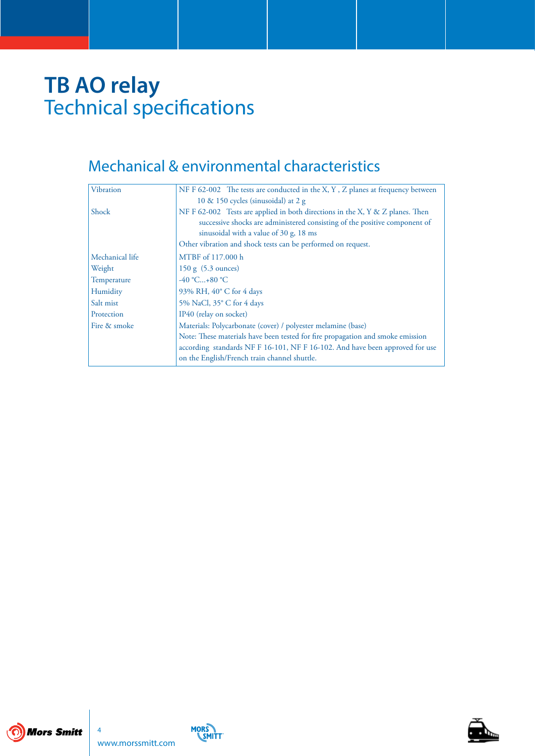# TB AO relay
## Technical specifications

### Mechanical & environmental characteristics

| | |
|---|---|
| Vibration | NF F 62-002 The tests are conducted in the X, Y , Z planes at frequency between 10 & 150 cycles (sinusoidal) at 2 g |
| Shock | NF F 62-002 Tests are applied in both directions in the X, Y & Z planes. Then successive shocks are administered consisting of the positive component of sinusoidal with a value of 30 g, 18 ms<br>Other vibration and shock tests can be performed on request. |
| Mechanical life | MTBF of 117.000 h |
| Weight | 150 g (5.3 ounces) |
| Temperature | -40 °C...+80 °C |
| Humidity | 93% RH, 40° C for 4 days |
| Salt mist | 5% NaCl, 35° C for 4 days |
| Protection | IP40 (relay on socket) |
| Fire & smoke | Materials: Polycarbonate (cover) / polyester melamine (base)<br>Note: These materials have been tested for fire propagation and smoke emission according standards NF F 16-101, NF F 16-102. And have been approved for use on the English/French train channel shuttle. |

www.morssmitt.com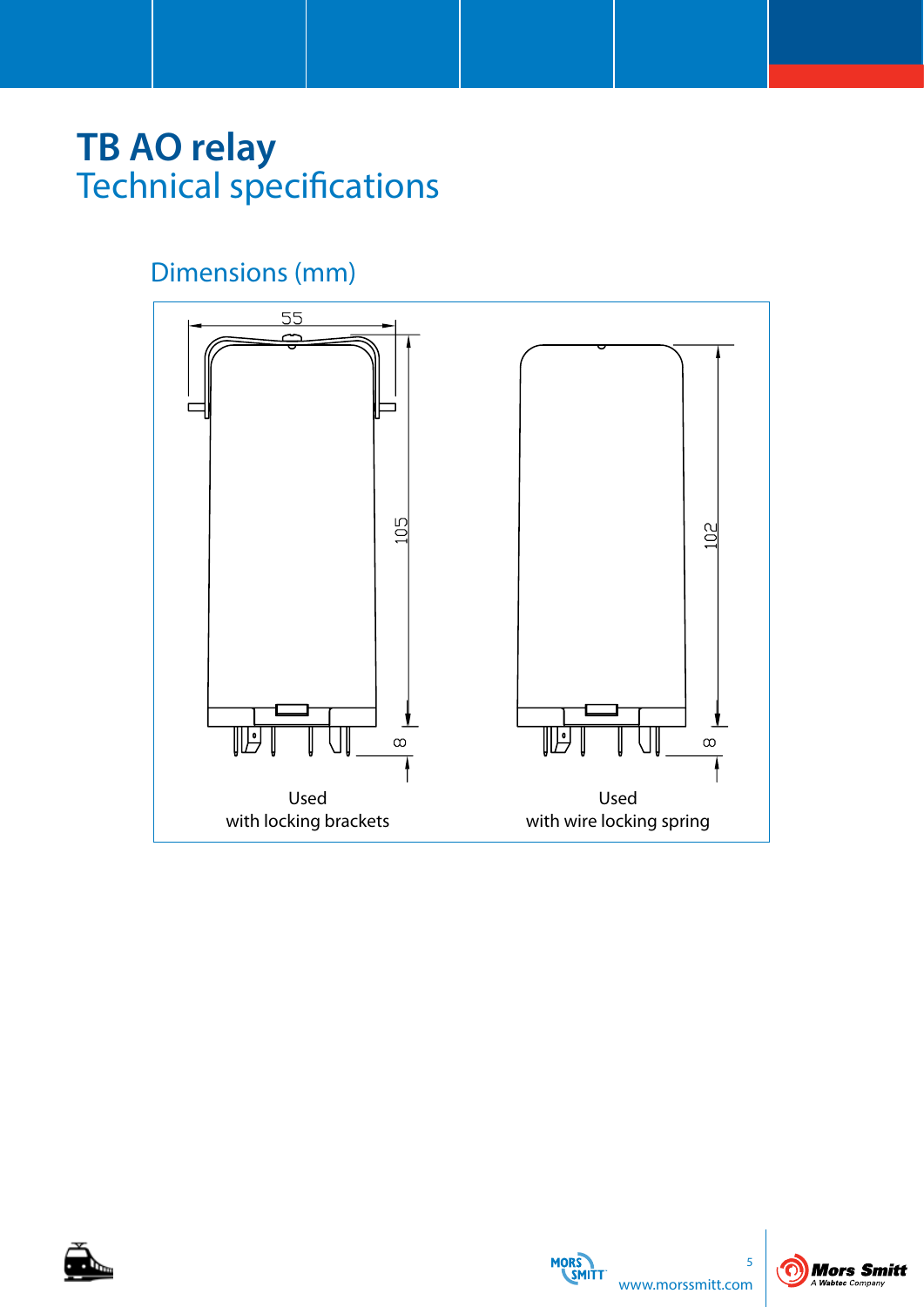# TB AO relay
## Technical specifications

### Dimensions (mm)

55

105

8

Used
with locking brackets

102

8

Used
with wire locking spring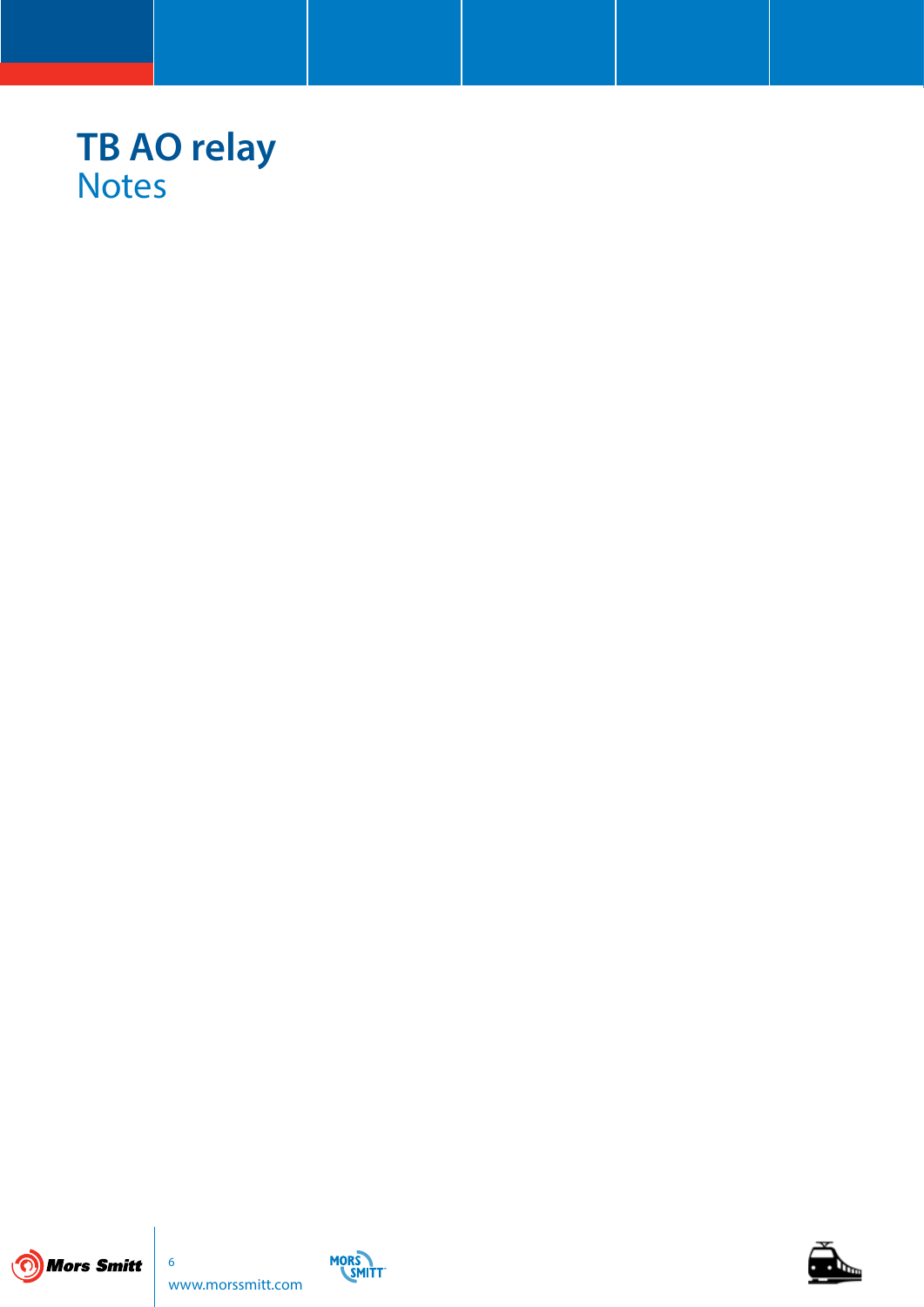# TB AO relay
## Notes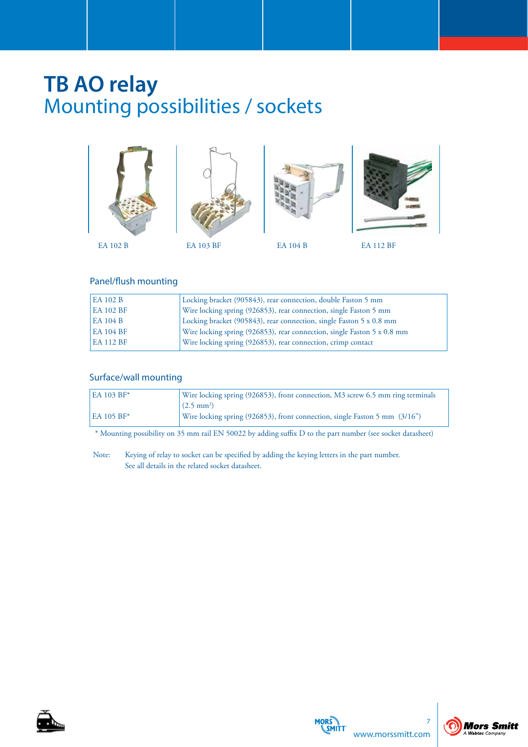# TB AO relay
## Mounting possibilities / sockets

EA 102 B　　EA 103 BF　　EA 104 B　　EA 112 BF

### Panel/flush mounting

| | |
|---|---|
| EA 102 B | Locking bracket (905843), rear connection, double Faston 5 mm |
| EA 102 BF | Wire locking spring (926853), rear connection, single Faston 5 mm |
| EA 104 B | Locking bracket (905843), rear connection, single Faston 5 x 0.8 mm |
| EA 104 BF | Wire locking spring (926853), rear connection, single Faston 5 x 0.8 mm |
| EA 112 BF | Wire locking spring (926853), rear connection, crimp contact |

### Surface/wall mounting

| | |
|---|---|
| EA 103 BF* | Wire locking spring (926853), front connection, M3 screw 6.5 mm ring terminals (2.5 mm²) |
| EA 105 BF* | Wire locking spring (926853), front connection, single Faston 5 mm (3/16") |

\* Mounting possibility on 35 mm rail EN 50022 by adding suffix D to the part number (see socket datasheet)

Note: Keying of relay to socket can be specified by adding the keying letters in the part number. See all details in the related socket datasheet.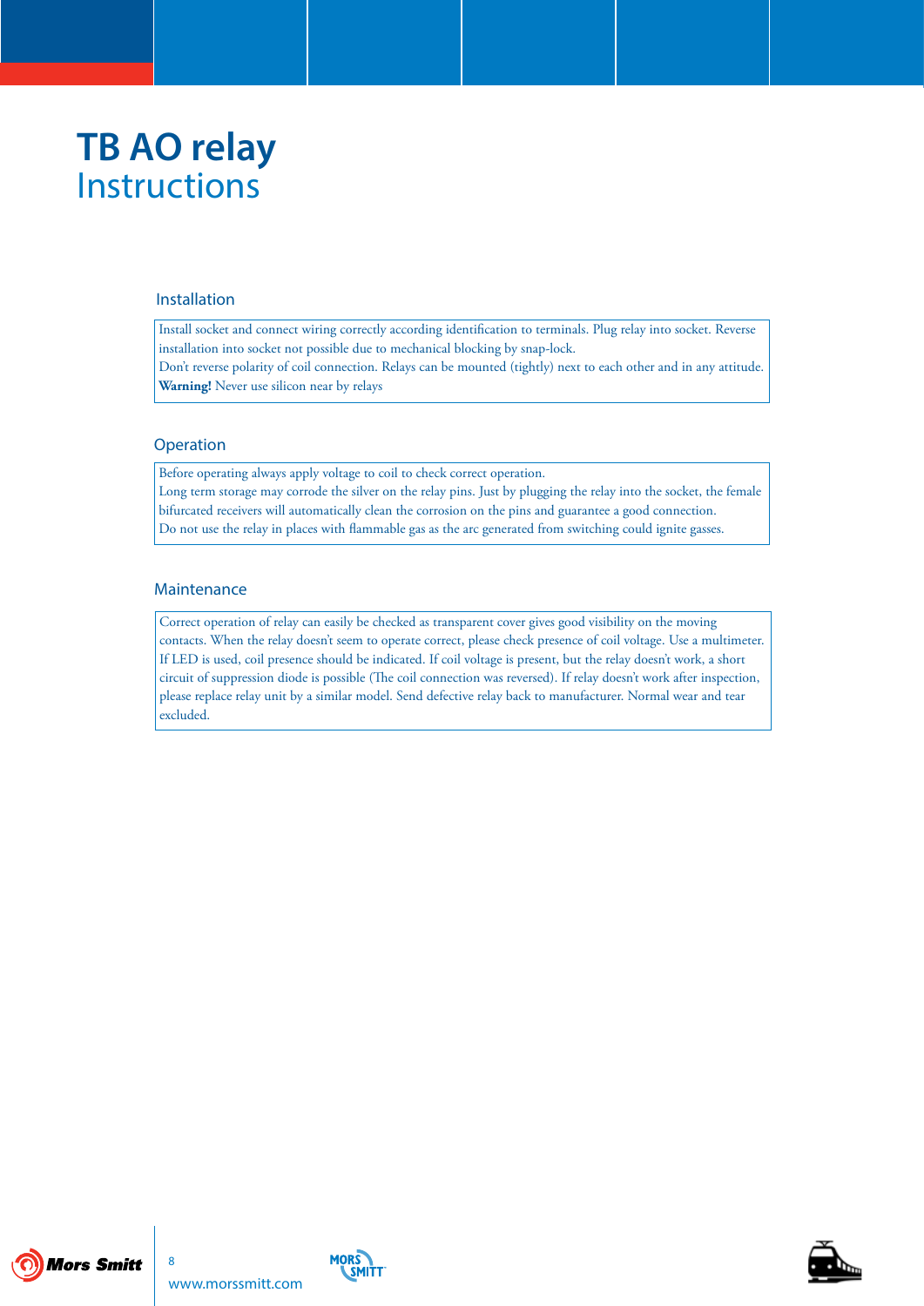# TB AO relay
## Instructions

### Installation

Install socket and connect wiring correctly according identification to terminals. Plug relay into socket. Reverse installation into socket not possible due to mechanical blocking by snap-lock.
Don't reverse polarity of coil connection. Relays can be mounted (tightly) next to each other and in any attitude.
**Warning!** Never use silicon near by relays

### Operation

Before operating always apply voltage to coil to check correct operation.
Long term storage may corrode the silver on the relay pins. Just by plugging the relay into the socket, the female bifurcated receivers will automatically clean the corrosion on the pins and guarantee a good connection.
Do not use the relay in places with flammable gas as the arc generated from switching could ignite gasses.

### Maintenance

Correct operation of relay can easily be checked as transparent cover gives good visibility on the moving contacts. When the relay doesn't seem to operate correct, please check presence of coil voltage. Use a multimeter. If LED is used, coil presence should be indicated. If coil voltage is present, but the relay doesn't work, a short circuit of suppression diode is possible (The coil connection was reversed). If relay doesn't work after inspection, please replace relay unit by a similar model. Send defective relay back to manufacturer. Normal wear and tear excluded.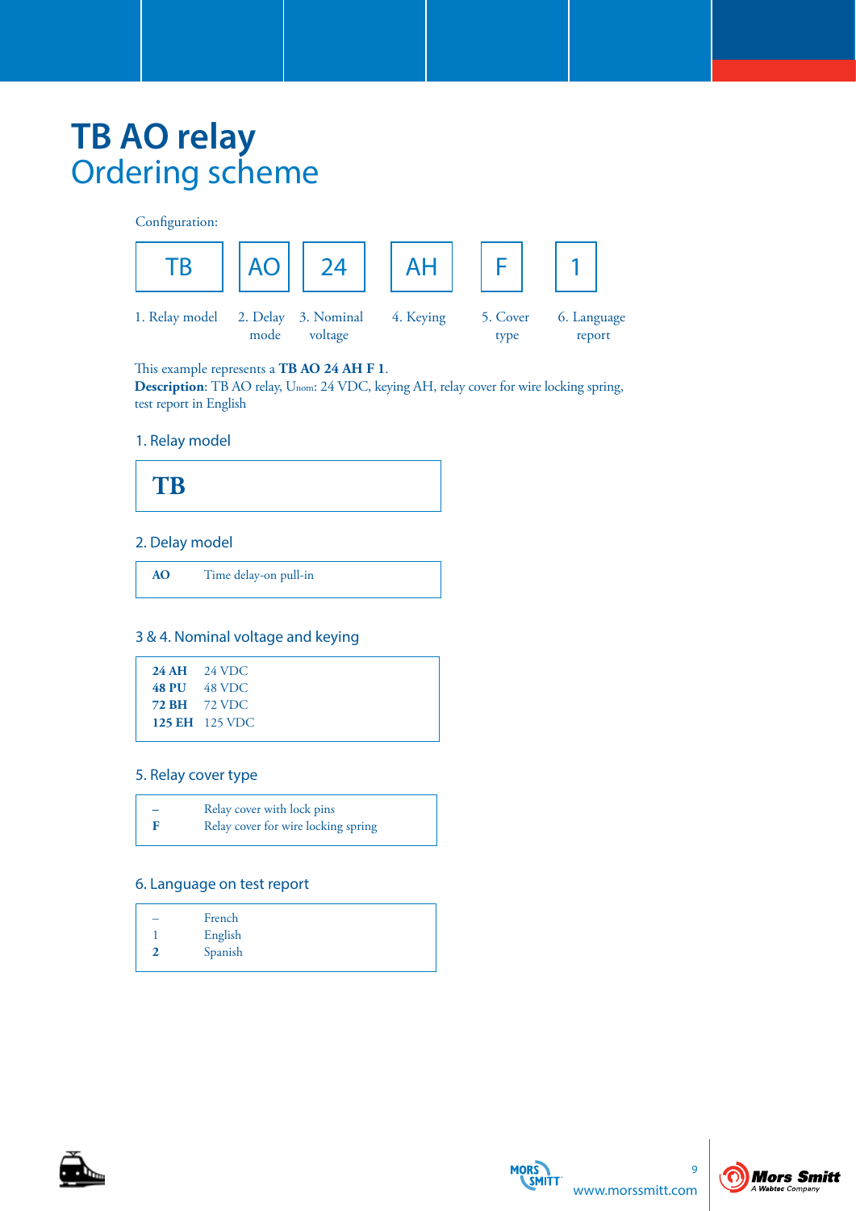# TB AO relay

## Ordering scheme

Configuration:

| TB | AO | 24 | AH | F | 1 |
|---|---|---|---|---|---|
| 1. Relay model | 2. Delay mode | 3. Nominal voltage | 4. Keying | 5. Cover type | 6. Language report |

This example represents a **TB AO 24 AH F 1**.
**Description**: TB AO relay, $U_{nom}$: 24 VDC, keying AH, relay cover for wire locking spring, test report in English

### 1. Relay model

| **TB** |
|---|

### 2. Delay model

| | |
|---|---|
| **AO** | Time delay-on pull-in |

### 3 & 4. Nominal voltage and keying

| | |
|---|---|
| **24 AH** | 24 VDC |
| **48 PU** | 48 VDC |
| **72 BH** | 72 VDC |
| **125 EH** | 125 VDC |

### 5. Relay cover type

| | |
|---|---|
| – | Relay cover with lock pins |
| **F** | Relay cover for wire locking spring |

### 6. Language on test report

| | |
|---|---|
| – | French |
| 1 | English |
| **2** | Spanish |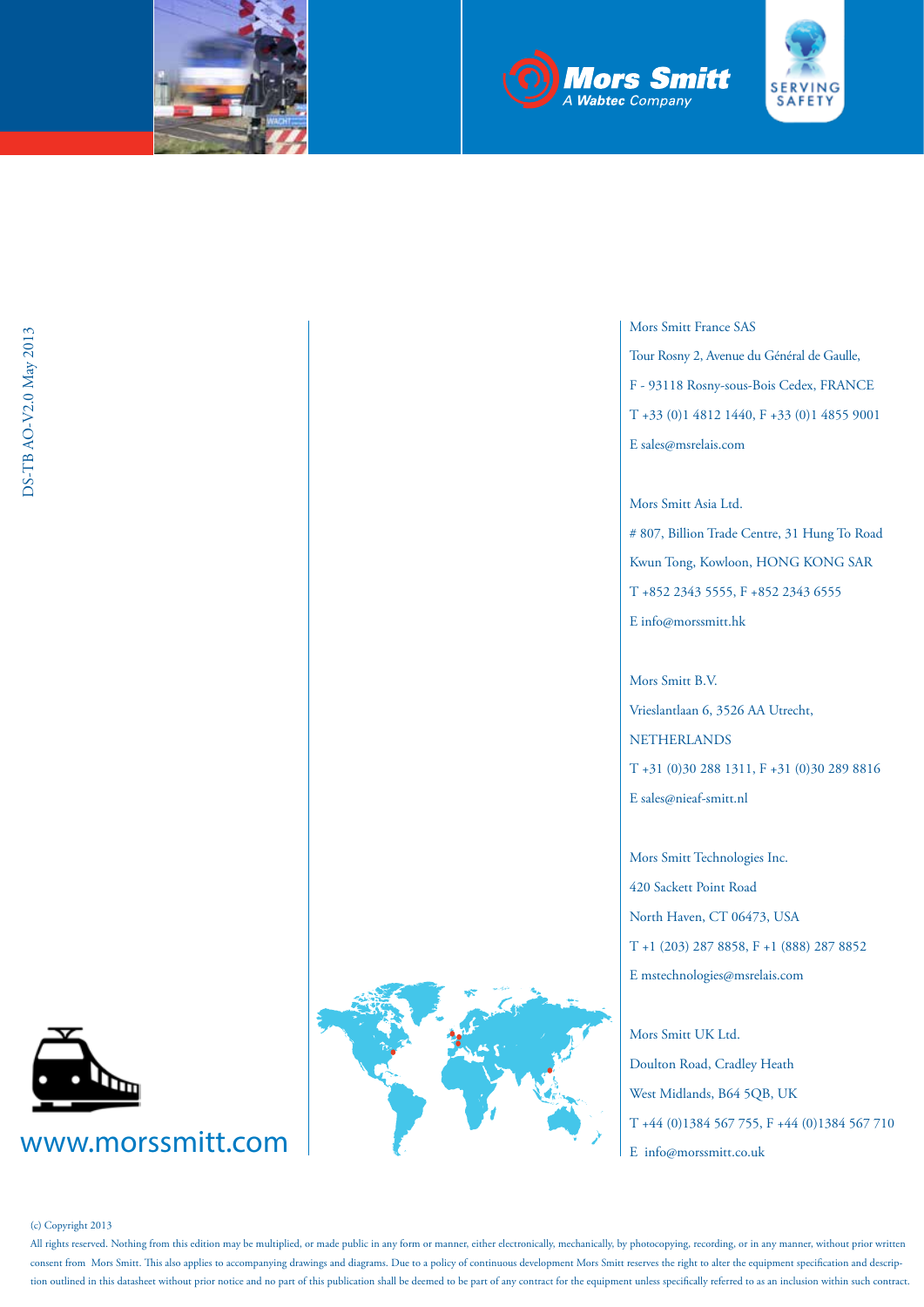Mors Smitt
A Wabtec Company

SERVING SAFETY

DS-TB AO-V2.0 May 2013

Mors Smitt France SAS

Tour Rosny 2, Avenue du Général de Gaulle,

F - 93118 Rosny-sous-Bois Cedex, FRANCE

T +33 (0)1 4812 1440, F +33 (0)1 4855 9001

E sales@msrelais.com

Mors Smitt Asia Ltd.

# 807, Billion Trade Centre, 31 Hung To Road

Kwun Tong, Kowloon, HONG KONG SAR

T +852 2343 5555, F +852 2343 6555

E info@morssmitt.hk

Mors Smitt B.V.

Vrieslantlaan 6, 3526 AA Utrecht,

NETHERLANDS

T +31 (0)30 288 1311, F +31 (0)30 289 8816

E sales@nieaf-smitt.nl

Mors Smitt Technologies Inc.

420 Sackett Point Road

North Haven, CT 06473, USA

T +1 (203) 287 8858, F +1 (888) 287 8852

E mstechnologies@msrelais.com

Mors Smitt UK Ltd.

Doulton Road, Cradley Heath

West Midlands, B64 5QB, UK

T +44 (0)1384 567 755, F +44 (0)1384 567 710

E info@morssmitt.co.uk

www.morssmitt.com

(c) Copyright 2013

All rights reserved. Nothing from this edition may be multiplied, or made public in any form or manner, either electronically, mechanically, by photocopying, recording, or in any manner, without prior written consent from Mors Smitt. This also applies to accompanying drawings and diagrams. Due to a policy of continuous development Mors Smitt reserves the right to alter the equipment specification and description outlined in this datasheet without prior notice and no part of this publication shall be deemed to be part of any contract for the equipment unless specifically referred to as an inclusion within such contract.